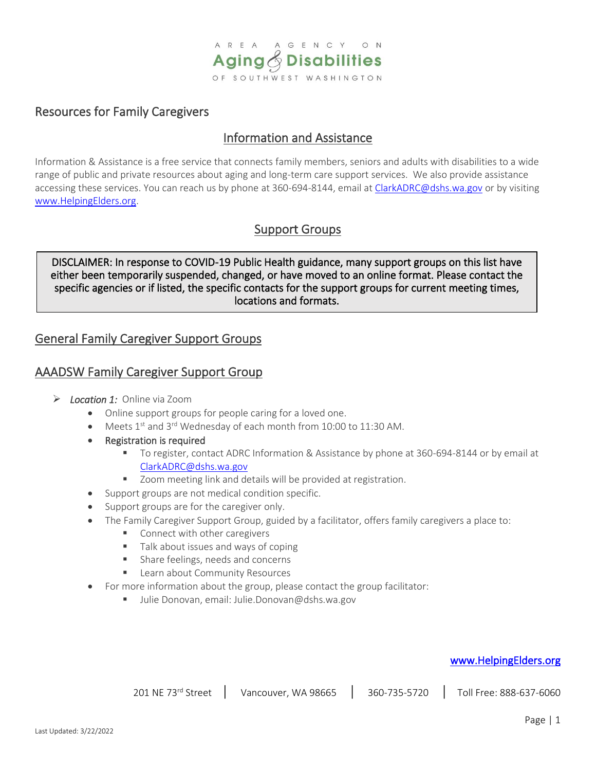AREA AGENCY ON **Aging & Disabilities** OF SOUTHWEST WASHINGTON

# Resources for Family Caregivers

## Information and Assistance

Information & Assistance is a free service that connects family members, seniors and adults with disabilities to a wide range of public and private resources about aging and long-term care support services. We also provide assistance accessing these services. You can reach us by phone at 360-694-8144, email at [ClarkADRC@dshs.wa.gov](mailto:ClarkADRC@dshs.wa.gov) or by visiting [www.HelpingElders.org](http://www.HelpingElders.org).

## Support Groups

> DISCLAIMER: In response to COVID-19 Public Health guidance, many support groups on this list have either been temporarily suspended, changed, or have moved to an online format. Please contact the specific agencies or if listed, the specific contacts for the support groups for current meeting times, locations and formats.

## General Family Caregiver Support Groups

## AAADSW Family Caregiver Support Group

- ***Location 1:*** Online via Zoom
  - Online support groups for people caring for a loved one.
  - Meets 1st and 3rd Wednesday of each month from 10:00 to 11:30 AM.
  - Registration is required
    - To register, contact ADRC Information & Assistance by phone at 360-694-8144 or by email at [ClarkADRC@dshs.wa.gov](mailto:ClarkADRC@dshs.wa.gov)
    - Zoom meeting link and details will be provided at registration.
  - Support groups are not medical condition specific.
  - Support groups are for the caregiver only.
  - The Family Caregiver Support Group, guided by a facilitator, offers family caregivers a place to:
    - Connect with other caregivers
    - Talk about issues and ways of coping
    - Share feelings, needs and concerns
    - Learn about Community Resources
  - For more information about the group, please contact the group facilitator:
    - Julie Donovan, email: Julie.Donovan@dshs.wa.gov

[www.HelpingElders.org](http://www.HelpingElders.org)

201 NE 73rd Street | Vancouver, WA 98665 | 360-735-5720 | Toll Free: 888-637-6060

Last Updated: 3/22/2022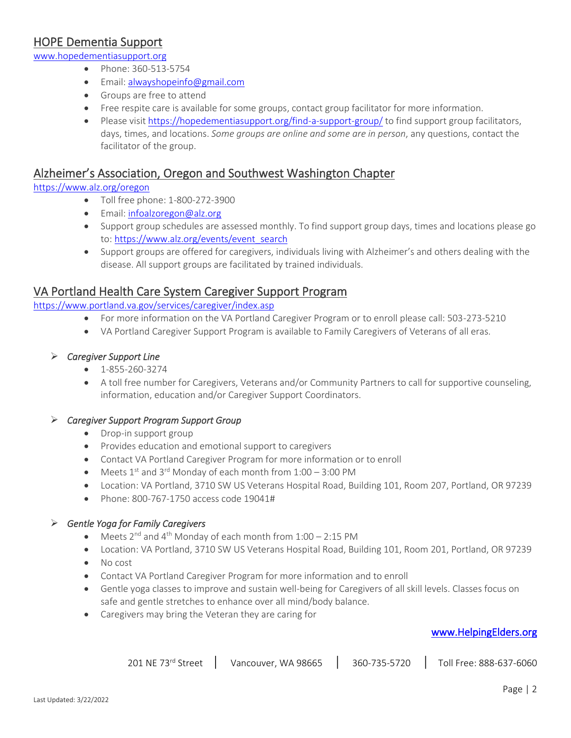## HOPE Dementia Support

www.hopedementiasupport.org

- Phone: 360-513-5754
- Email: alwayshopeinfo@gmail.com
- Groups are free to attend
- Free respite care is available for some groups, contact group facilitator for more information.
- Please visit https://hopedementiasupport.org/find-a-support-group/ to find support group facilitators, days, times, and locations. *Some groups are online and some are in person*, any questions, contact the facilitator of the group.

## Alzheimer's Association, Oregon and Southwest Washington Chapter

https://www.alz.org/oregon

- Toll free phone: 1-800-272-3900
- Email: infoalzoregon@alz.org
- Support group schedules are assessed monthly. To find support group days, times and locations please go to: https://www.alz.org/events/event_search
- Support groups are offered for caregivers, individuals living with Alzheimer's and others dealing with the disease. All support groups are facilitated by trained individuals.

## VA Portland Health Care System Caregiver Support Program

https://www.portland.va.gov/services/caregiver/index.asp

- For more information on the VA Portland Caregiver Program or to enroll please call: 503-273-5210
- VA Portland Caregiver Support Program is available to Family Caregivers of Veterans of all eras.

### *Caregiver Support Line*

- 1-855-260-3274
- A toll free number for Caregivers, Veterans and/or Community Partners to call for supportive counseling, information, education and/or Caregiver Support Coordinators.

### *Caregiver Support Program Support Group*

- Drop-in support group
- Provides education and emotional support to caregivers
- Contact VA Portland Caregiver Program for more information or to enroll
- Meets 1st and 3rd Monday of each month from 1:00 – 3:00 PM
- Location: VA Portland, 3710 SW US Veterans Hospital Road, Building 101, Room 207, Portland, OR 97239
- Phone: 800-767-1750 access code 19041#

### *Gentle Yoga for Family Caregivers*

- Meets 2nd and 4th Monday of each month from 1:00 – 2:15 PM
- Location: VA Portland, 3710 SW US Veterans Hospital Road, Building 101, Room 201, Portland, OR 97239
- No cost
- Contact VA Portland Caregiver Program for more information and to enroll
- Gentle yoga classes to improve and sustain well-being for Caregivers of all skill levels. Classes focus on safe and gentle stretches to enhance over all mind/body balance.
- Caregivers may bring the Veteran they are caring for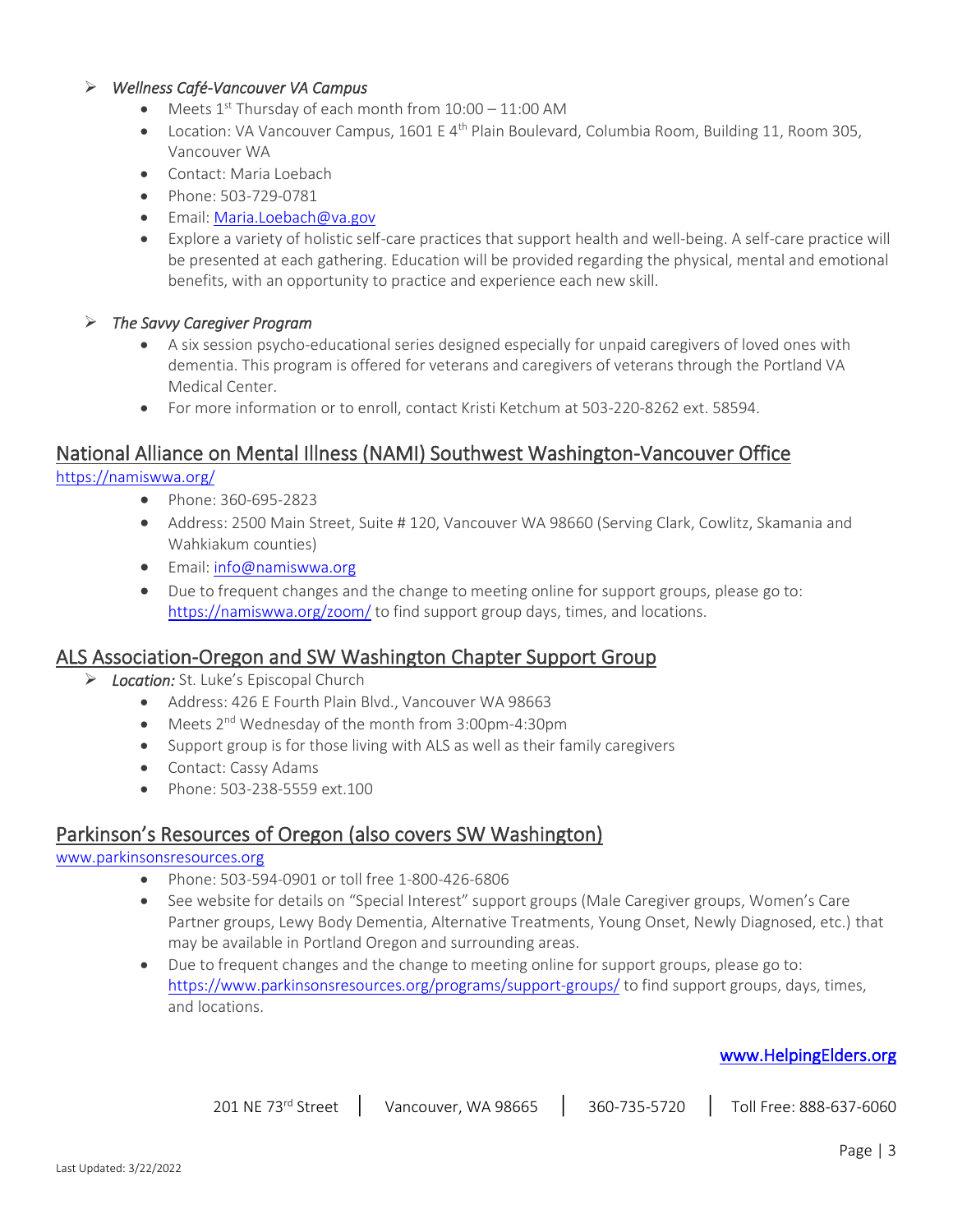- *Wellness Café-Vancouver VA Campus*
    - Meets 1st Thursday of each month from 10:00 – 11:00 AM
    - Location: VA Vancouver Campus, 1601 E 4th Plain Boulevard, Columbia Room, Building 11, Room 305, Vancouver WA
    - Contact: Maria Loebach
    - Phone: 503-729-0781
    - Email: [Maria.Loebach@va.gov](mailto:Maria.Loebach@va.gov)
    - Explore a variety of holistic self-care practices that support health and well-being. A self-care practice will be presented at each gathering. Education will be provided regarding the physical, mental and emotional benefits, with an opportunity to practice and experience each new skill.

- *The Savvy Caregiver Program*
    - A six session psycho-educational series designed especially for unpaid caregivers of loved ones with dementia. This program is offered for veterans and caregivers of veterans through the Portland VA Medical Center.
    - For more information or to enroll, contact Kristi Ketchum at 503-220-8262 ext. 58594.

## National Alliance on Mental Illness (NAMI) Southwest Washington-Vancouver Office

[https://namiswwa.org/](https://namiswwa.org/)

- Phone: 360-695-2823
- Address: 2500 Main Street, Suite # 120, Vancouver WA 98660 (Serving Clark, Cowlitz, Skamania and Wahkiakum counties)
- Email: [info@namiswwa.org](mailto:info@namiswwa.org)
- Due to frequent changes and the change to meeting online for support groups, please go to: [https://namiswwa.org/zoom/](https://namiswwa.org/zoom/) to find support group days, times, and locations.

## ALS Association-Oregon and SW Washington Chapter Support Group

- *Location:* St. Luke's Episcopal Church
    - Address: 426 E Fourth Plain Blvd., Vancouver WA 98663
    - Meets 2nd Wednesday of the month from 3:00pm-4:30pm
    - Support group is for those living with ALS as well as their family caregivers
    - Contact: Cassy Adams
    - Phone: 503-238-5559 ext.100

## Parkinson's Resources of Oregon (also covers SW Washington)

[www.parkinsonsresources.org](http://www.parkinsonsresources.org)

- Phone: 503-594-0901 or toll free 1-800-426-6806
- See website for details on "Special Interest" support groups (Male Caregiver groups, Women's Care Partner groups, Lewy Body Dementia, Alternative Treatments, Young Onset, Newly Diagnosed, etc.) that may be available in Portland Oregon and surrounding areas.
- Due to frequent changes and the change to meeting online for support groups, please go to: [https://www.parkinsonsresources.org/programs/support-groups/](https://www.parkinsonsresources.org/programs/support-groups/) to find support groups, days, times, and locations.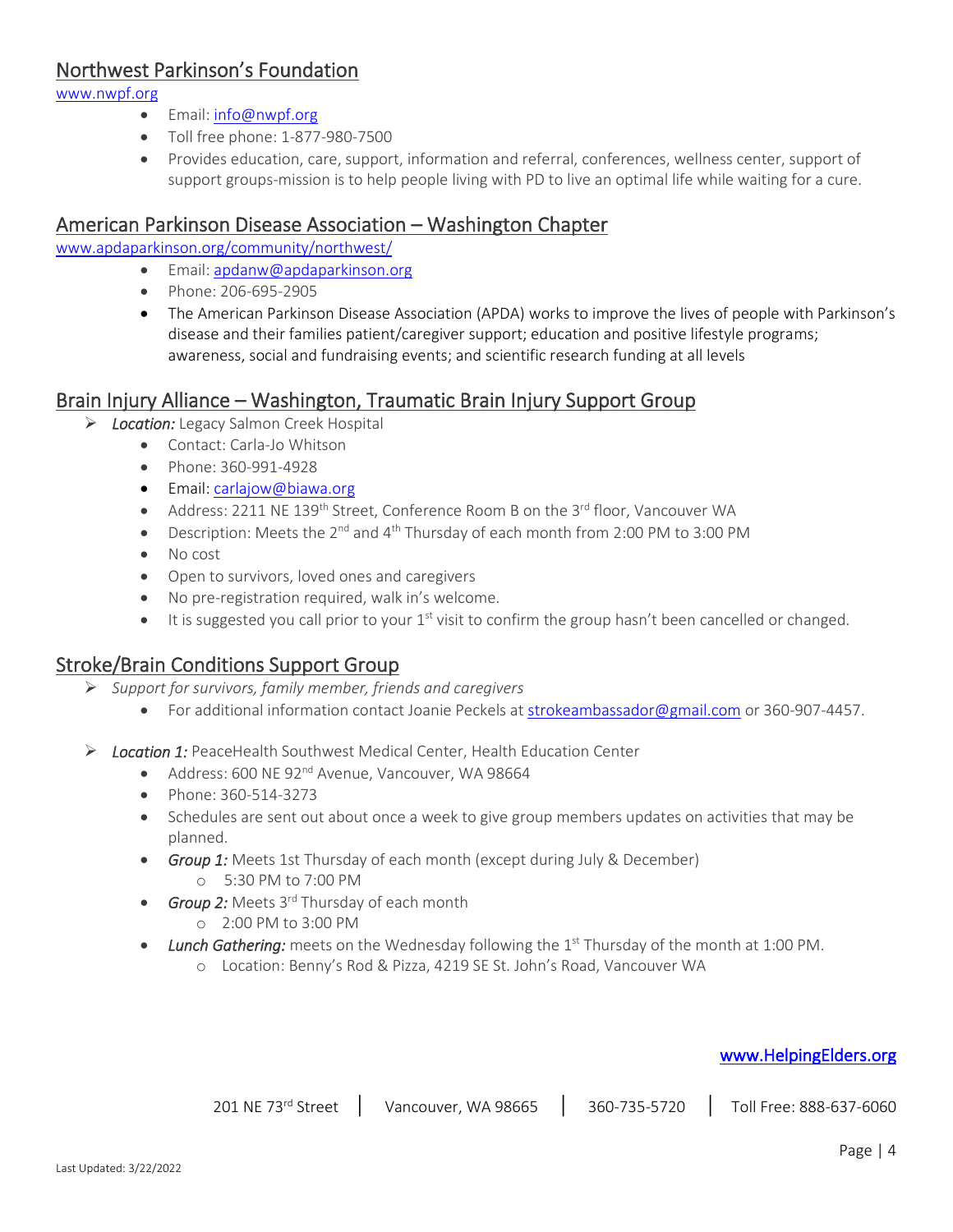## Northwest Parkinson's Foundation

www.nwpf.org

- Email: info@nwpf.org
- Toll free phone: 1-877-980-7500
- Provides education, care, support, information and referral, conferences, wellness center, support of support groups-mission is to help people living with PD to live an optimal life while waiting for a cure.

## American Parkinson Disease Association – Washington Chapter

www.apdaparkinson.org/community/northwest/

- Email: apdanw@apdaparkinson.org
- Phone: 206-695-2905
- The American Parkinson Disease Association (APDA) works to improve the lives of people with Parkinson's disease and their families patient/caregiver support; education and positive lifestyle programs; awareness, social and fundraising events; and scientific research funding at all levels

## Brain Injury Alliance – Washington, Traumatic Brain Injury Support Group

- *Location:* Legacy Salmon Creek Hospital
  - Contact: Carla-Jo Whitson
  - Phone: 360-991-4928
  - Email: carlajow@biawa.org
  - Address: 2211 NE 139th Street, Conference Room B on the 3rd floor, Vancouver WA
  - Description: Meets the 2nd and 4th Thursday of each month from 2:00 PM to 3:00 PM
  - No cost
  - Open to survivors, loved ones and caregivers
  - No pre-registration required, walk in's welcome.
  - It is suggested you call prior to your 1st visit to confirm the group hasn't been cancelled or changed.

## Stroke/Brain Conditions Support Group

- *Support for survivors, family member, friends and caregivers*
  - For additional information contact Joanie Peckels at strokeambassador@gmail.com or 360-907-4457.
- ***Location 1:*** PeaceHealth Southwest Medical Center, Health Education Center
  - Address: 600 NE 92nd Avenue, Vancouver, WA 98664
  - Phone: 360-514-3273
  - Schedules are sent out about once a week to give group members updates on activities that may be planned.
  - ***Group 1:*** Meets 1st Thursday of each month (except during July & December)
    - 5:30 PM to 7:00 PM
  - ***Group 2:*** Meets 3rd Thursday of each month
    - 2:00 PM to 3:00 PM
  - ***Lunch Gathering:*** meets on the Wednesday following the 1st Thursday of the month at 1:00 PM.
    - Location: Benny's Rod & Pizza, 4219 SE St. John's Road, Vancouver WA

www.HelpingElders.org

201 NE 73rd Street | Vancouver, WA 98665 | 360-735-5720 | Toll Free: 888-637-6060

Last Updated: 3/22/2022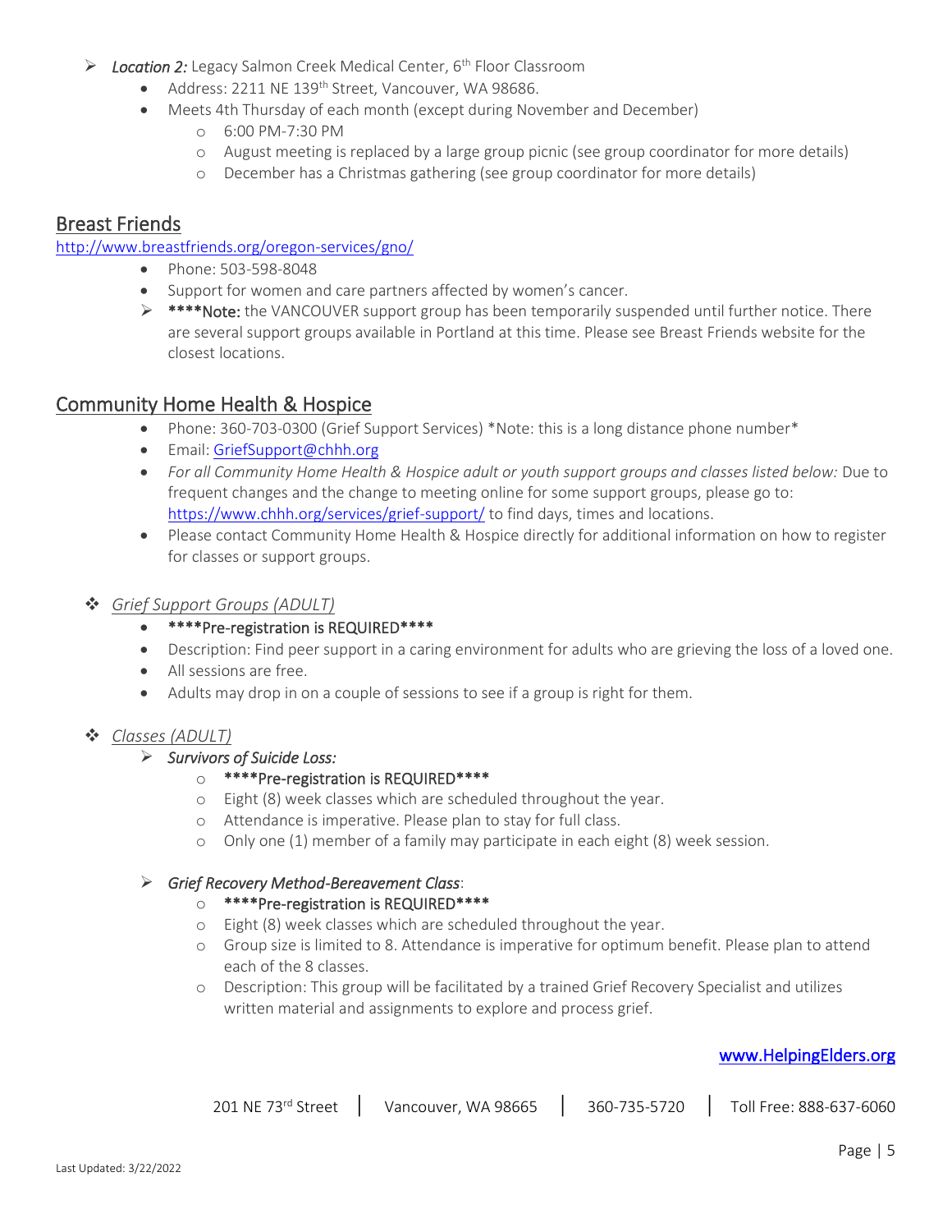- *Location 2:* Legacy Salmon Creek Medical Center, 6th Floor Classroom
  - Address: 2211 NE 139th Street, Vancouver, WA 98686.
  - Meets 4th Thursday of each month (except during November and December)
    - 6:00 PM-7:30 PM
    - August meeting is replaced by a large group picnic (see group coordinator for more details)
    - December has a Christmas gathering (see group coordinator for more details)

## Breast Friends

http://www.breastfriends.org/oregon-services/gno/

- Phone: 503-598-8048
- Support for women and care partners affected by women's cancer.
- ****Note: the VANCOUVER support group has been temporarily suspended until further notice. There are several support groups available in Portland at this time. Please see Breast Friends website for the closest locations.

## Community Home Health & Hospice

- Phone: 360-703-0300 (Grief Support Services) *Note: this is a long distance phone number*
- Email: GriefSupport@chhh.org
- *For all Community Home Health & Hospice adult or youth support groups and classes listed below:* Due to frequent changes and the change to meeting online for some support groups, please go to: https://www.chhh.org/services/grief-support/ to find days, times and locations.
- Please contact Community Home Health & Hospice directly for additional information on how to register for classes or support groups.

### *Grief Support Groups (ADULT)*

- ****Pre-registration is REQUIRED****
- Description: Find peer support in a caring environment for adults who are grieving the loss of a loved one.
- All sessions are free.
- Adults may drop in on a couple of sessions to see if a group is right for them.

### *Classes (ADULT)*

- ***Survivors of Suicide Loss:***
  - ****Pre-registration is REQUIRED****
  - Eight (8) week classes which are scheduled throughout the year.
  - Attendance is imperative. Please plan to stay for full class.
  - Only one (1) member of a family may participate in each eight (8) week session.

- ***Grief Recovery Method-Bereavement Class***:
  - ****Pre-registration is REQUIRED****
  - Eight (8) week classes which are scheduled throughout the year.
  - Group size is limited to 8. Attendance is imperative for optimum benefit. Please plan to attend each of the 8 classes.
  - Description: This group will be facilitated by a trained Grief Recovery Specialist and utilizes written material and assignments to explore and process grief.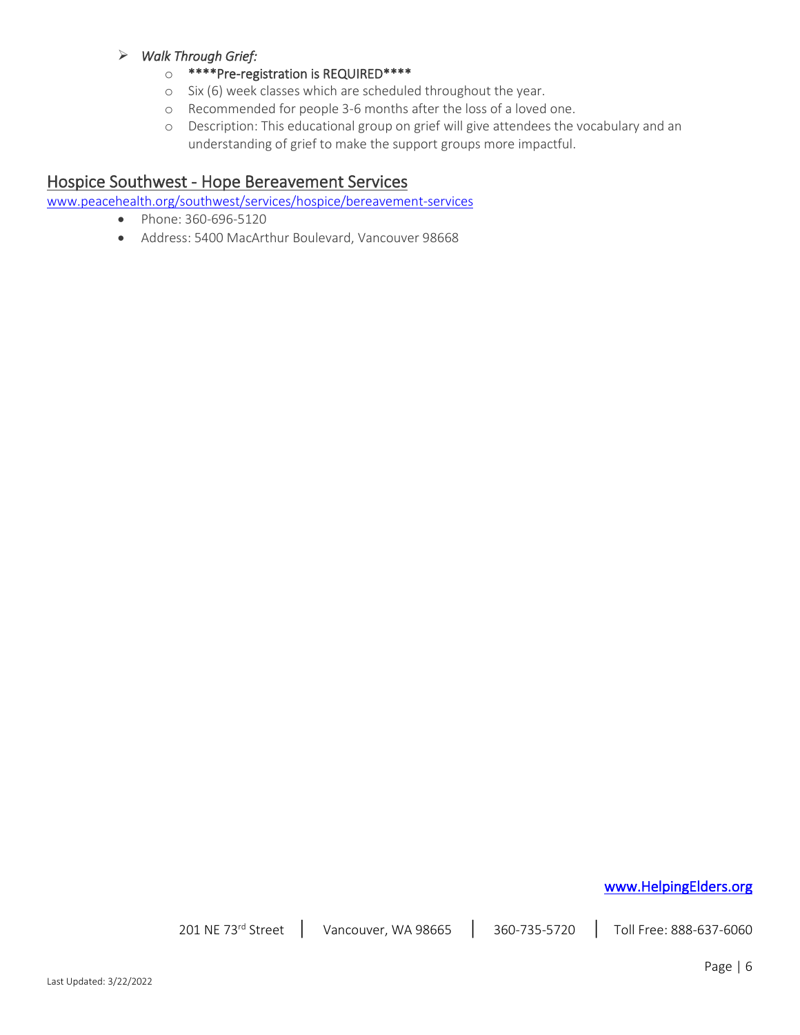- *Walk Through Grief:*
    - **\*\*\*\*Pre-registration is REQUIRED\*\*\*\***
    - Six (6) week classes which are scheduled throughout the year.
    - Recommended for people 3-6 months after the loss of a loved one.
    - Description: This educational group on grief will give attendees the vocabulary and an understanding of grief to make the support groups more impactful.

## Hospice Southwest - Hope Bereavement Services

[www.peacehealth.org/southwest/services/hospice/bereavement-services](www.peacehealth.org/southwest/services/hospice/bereavement-services)

- Phone: 360-696-5120
- Address: 5400 MacArthur Boulevard, Vancouver 98668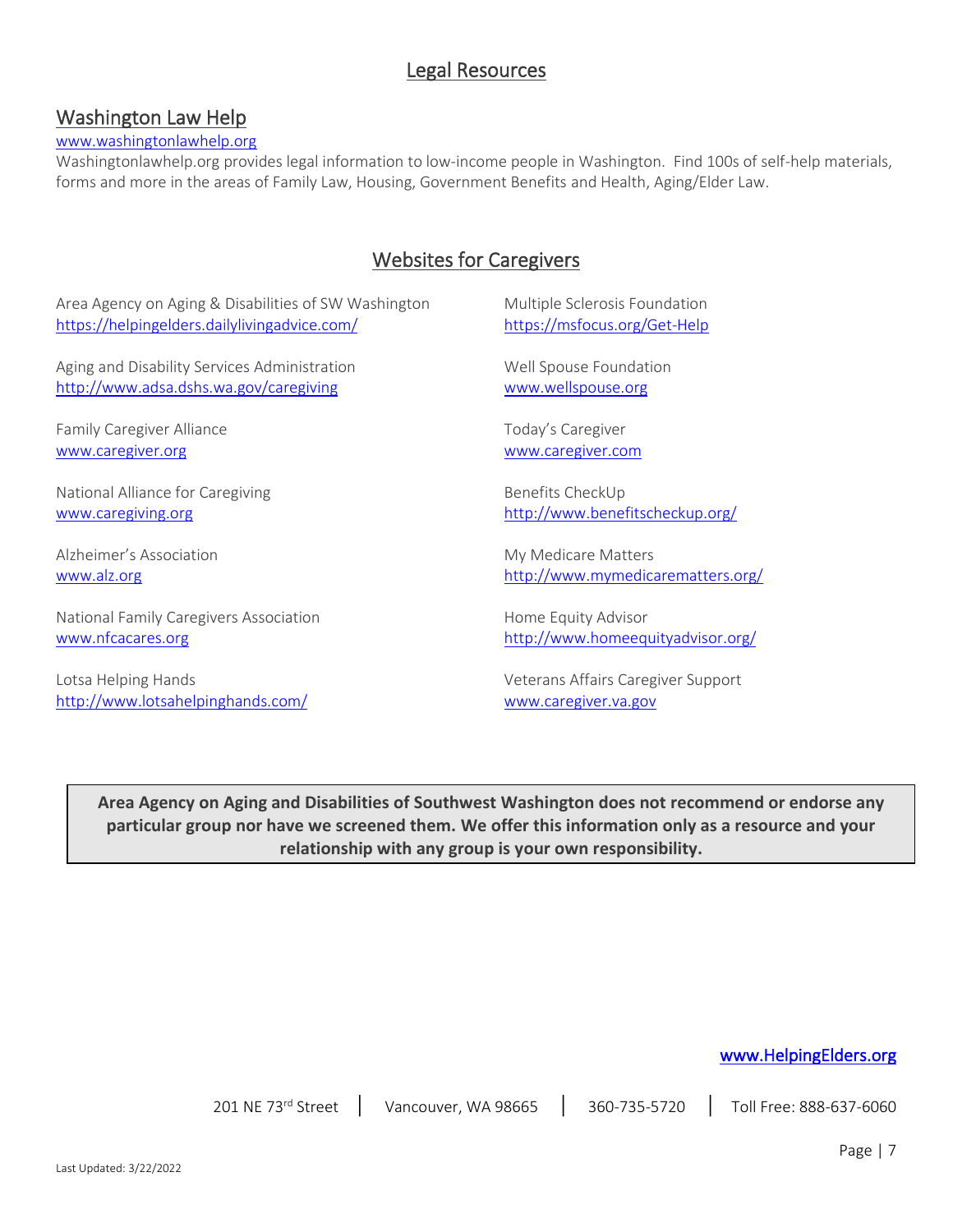## Legal Resources

### Washington Law Help

www.washingtonlawhelp.org

Washingtonlawhelp.org provides legal information to low-income people in Washington. Find 100s of self-help materials, forms and more in the areas of Family Law, Housing, Government Benefits and Health, Aging/Elder Law.

## Websites for Caregivers

Area Agency on Aging & Disabilities of SW Washington
https://helpingelders.dailylivingadvice.com/

Aging and Disability Services Administration
http://www.adsa.dshs.wa.gov/caregiving

Family Caregiver Alliance
www.caregiver.org

National Alliance for Caregiving
www.caregiving.org

Alzheimer's Association
www.alz.org

National Family Caregivers Association
www.nfcacares.org

Lotsa Helping Hands
http://www.lotsahelpinghands.com/

Multiple Sclerosis Foundation
https://msfocus.org/Get-Help

Well Spouse Foundation
www.wellspouse.org

Today's Caregiver
www.caregiver.com

Benefits CheckUp
http://www.benefitscheckup.org/

My Medicare Matters
http://www.mymedicarematters.org/

Home Equity Advisor
http://www.homeequityadvisor.org/

Veterans Affairs Caregiver Support
www.caregiver.va.gov

**Area Agency on Aging and Disabilities of Southwest Washington does not recommend or endorse any particular group nor have we screened them. We offer this information only as a resource and your relationship with any group is your own responsibility.**

www.HelpingElders.org

201 NE 73rd Street | Vancouver, WA 98665 | 360-735-5720 | Toll Free: 888-637-6060

Last Updated: 3/22/2022